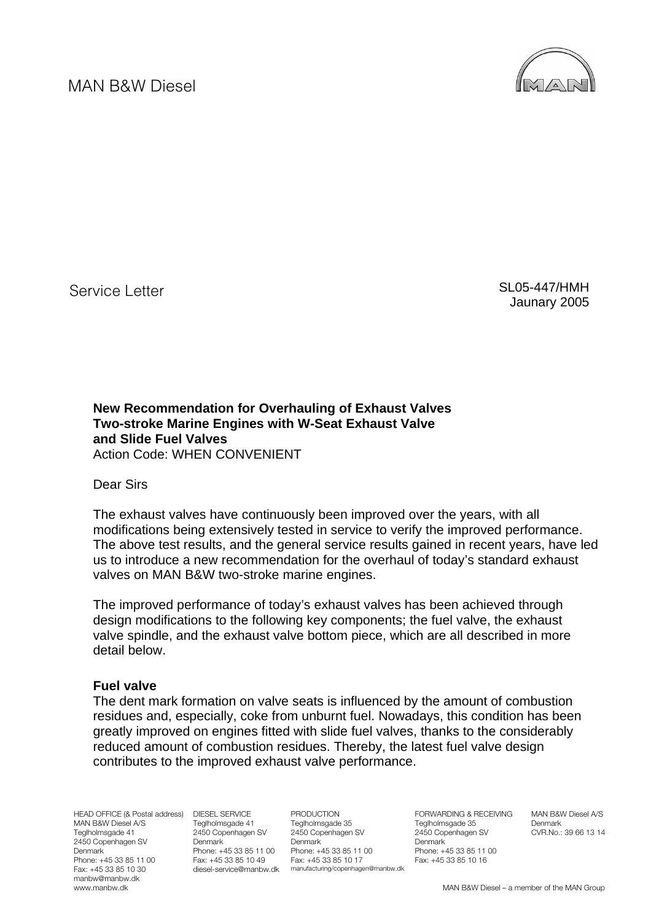MAN B&W Diesel

Service Letter

SL05-447/HMH
Jaunary 2005

**New Recommendation for Overhauling of Exhaust Valves**
**Two-stroke Marine Engines with W-Seat Exhaust Valve**
**and Slide Fuel Valves**
Action Code: WHEN CONVENIENT

Dear Sirs

The exhaust valves have continuously been improved over the years, with all modifications being extensively tested in service to verify the improved performance. The above test results, and the general service results gained in recent years, have led us to introduce a new recommendation for the overhaul of today's standard exhaust valves on MAN B&W two-stroke marine engines.

The improved performance of today's exhaust valves has been achieved through design modifications to the following key components; the fuel valve, the exhaust valve spindle, and the exhaust valve bottom piece, which are all described in more detail below.

**Fuel valve**

The dent mark formation on valve seats is influenced by the amount of combustion residues and, especially, coke from unburnt fuel. Nowadays, this condition has been greatly improved on engines fitted with slide fuel valves, thanks to the considerably reduced amount of combustion residues. Thereby, the latest fuel valve design contributes to the improved exhaust valve performance.

HEAD OFFICE (& Postal address)
MAN B&W Diesel A/S
Teglholmsgade 41
2450 Copenhagen SV
Denmark
Phone: +45 33 85 11 00
Fax: +45 33 85 10 30
manbw@manbw.dk
www.manbw.dk

DIESEL SERVICE
Teglholmsgade 41
2450 Copenhagen SV
Denmark
Phone: +45 33 85 11 00
Fax: +45 33 85 10 49
diesel-service@manbw.dk

PRODUCTION
Teglholmsgade 35
2450 Copenhagen SV
Denmark
Phone: +45 33 85 11 00
Fax: +45 33 85 10 17
manufacturing/copenhagen@manbw.dk

FORWARDING & RECEIVING
Teglholmsgade 35
2450 Copenhagen SV
Denmark
Phone: +45 33 85 11 00
Fax: +45 33 85 10 16

MAN B&W Diesel A/S
Denmark
CVR.No.: 39 66 13 14

MAN B&W Diesel – a member of the MAN Group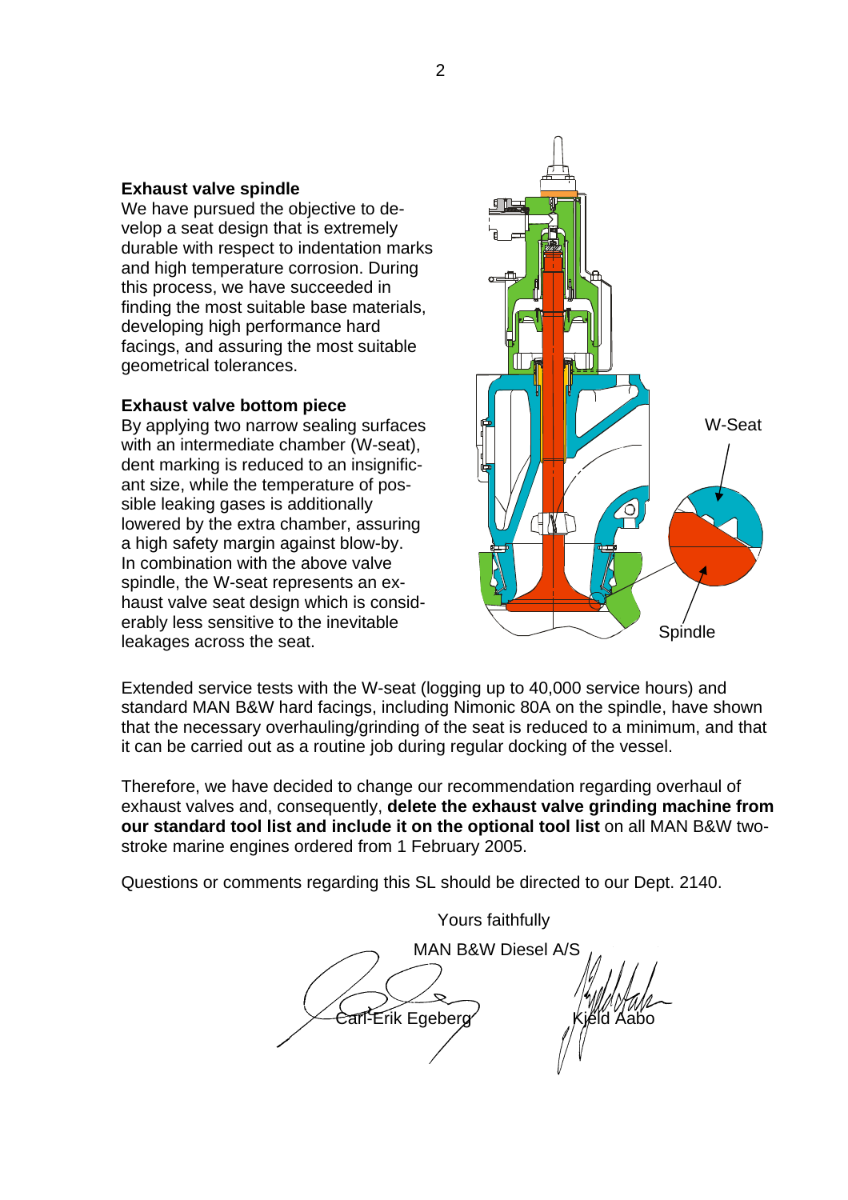**Exhaust valve spindle**

We have pursued the objective to develop a seat design that is extremely durable with respect to indentation marks and high temperature corrosion. During this process, we have succeeded in finding the most suitable base materials, developing high performance hard facings, and assuring the most suitable geometrical tolerances.

**Exhaust valve bottom piece**

By applying two narrow sealing surfaces with an intermediate chamber (W-seat), dent marking is reduced to an insignificant size, while the temperature of possible leaking gases is additionally lowered by the extra chamber, assuring a high safety margin against blow-by. In combination with the above valve spindle, the W-seat represents an exhaust valve seat design which is considerably less sensitive to the inevitable leakages across the seat.

W-Seat

Spindle

Extended service tests with the W-seat (logging up to 40,000 service hours) and standard MAN B&W hard facings, including Nimonic 80A on the spindle, have shown that the necessary overhauling/grinding of the seat is reduced to a minimum, and that it can be carried out as a routine job during regular docking of the vessel.

Therefore, we have decided to change our recommendation regarding overhaul of exhaust valves and, consequently, **delete the exhaust valve grinding machine from our standard tool list and include it on the optional tool list** on all MAN B&W two-stroke marine engines ordered from 1 February 2005.

Questions or comments regarding this SL should be directed to our Dept. 2140.

Yours faithfully

MAN B&W Diesel A/S

Carl-Erik Egeberg &nbsp;&nbsp;&nbsp;&nbsp;&nbsp;&nbsp;&nbsp;&nbsp; Kjeld Aabo